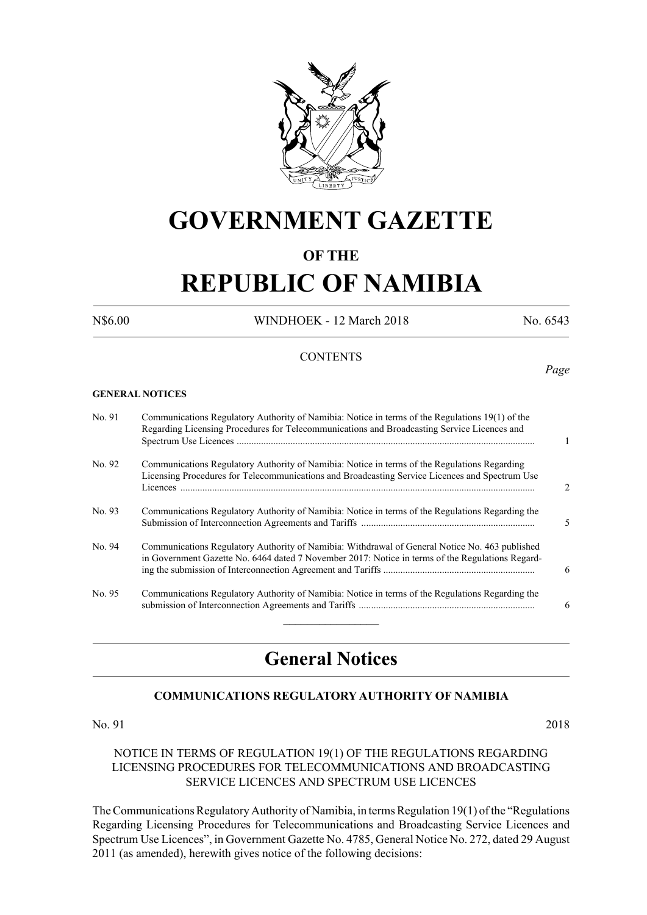# GOVERNMENT GAZETTE

## OF THE

# REPUBLIC OF NAMIBIA

N$6.00 WINDHOEK - 12 March 2018 No. 6543

CONTENTS

*Page*

**GENERAL NOTICES**

| | | |
|---|---|---|
| No. 91 | Communications Regulatory Authority of Namibia: Notice in terms of the Regulations 19(1) of the Regarding Licensing Procedures for Telecommunications and Broadcasting Service Licences and Spectrum Use Licences | 1 |
| No. 92 | Communications Regulatory Authority of Namibia: Notice in terms of the Regulations Regarding Licensing Procedures for Telecommunications and Broadcasting Service Licences and Spectrum Use Licences | 2 |
| No. 93 | Communications Regulatory Authority of Namibia: Notice in terms of the Regulations Regarding the Submission of Interconnection Agreements and Tariffs | 5 |
| No. 94 | Communications Regulatory Authority of Namibia: Withdrawal of General Notice No. 463 published in Government Gazette No. 6464 dated 7 November 2017: Notice in terms of the Regulations Regarding the submission of Interconnection Agreement and Tariffs | 6 |
| No. 95 | Communications Regulatory Authority of Namibia: Notice in terms of the Regulations Regarding the submission of Interconnection Agreements and Tariffs | 6 |

## General Notices

### COMMUNICATIONS REGULATORY AUTHORITY OF NAMIBIA

No. 91 2018

NOTICE IN TERMS OF REGULATION 19(1) OF THE REGULATIONS REGARDING LICENSING PROCEDURES FOR TELECOMMUNICATIONS AND BROADCASTING SERVICE LICENCES AND SPECTRUM USE LICENCES

The Communications Regulatory Authority of Namibia, in terms Regulation 19(1) of the "Regulations Regarding Licensing Procedures for Telecommunications and Broadcasting Service Licences and Spectrum Use Licences", in Government Gazette No. 4785, General Notice No. 272, dated 29 August 2011 (as amended), herewith gives notice of the following decisions: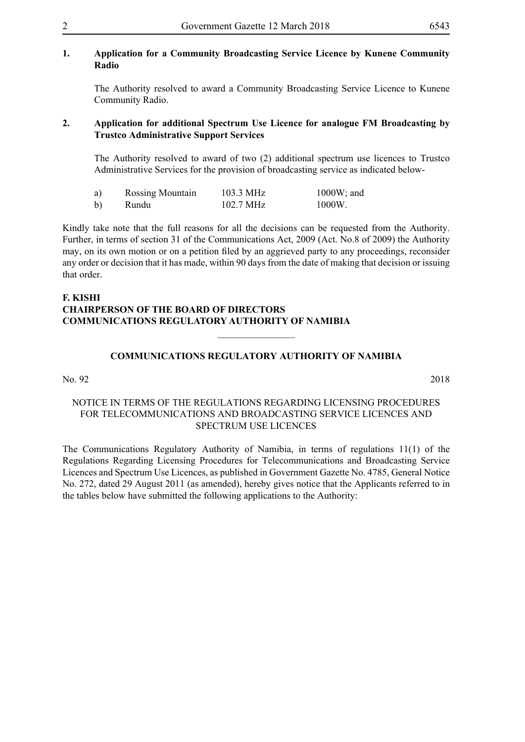**1. Application for a Community Broadcasting Service Licence by Kunene Community Radio**

The Authority resolved to award a Community Broadcasting Service Licence to Kunene Community Radio.

**2. Application for additional Spectrum Use Licence for analogue FM Broadcasting by Trustco Administrative Support Services**

The Authority resolved to award of two (2) additional spectrum use licences to Trustco Administrative Services for the provision of broadcasting service as indicated below-

| | | | |
|---|---|---|---|
| a) | Rossing Mountain | 103.3 MHz | 1000W; and |
| b) | Rundu | 102.7 MHz | 1000W. |

Kindly take note that the full reasons for all the decisions can be requested from the Authority. Further, in terms of section 31 of the Communications Act, 2009 (Act. No.8 of 2009) the Authority may, on its own motion or on a petition filed by an aggrieved party to any proceedings, reconsider any order or decision that it has made, within 90 days from the date of making that decision or issuing that order.

**F. KISHI**
**CHAIRPERSON OF THE BOARD OF DIRECTORS**
**COMMUNICATIONS REGULATORY AUTHORITY OF NAMIBIA**

________________

**COMMUNICATIONS REGULATORY AUTHORITY OF NAMIBIA**

No. 92 2018

NOTICE IN TERMS OF THE REGULATIONS REGARDING LICENSING PROCEDURES FOR TELECOMMUNICATIONS AND BROADCASTING SERVICE LICENCES AND SPECTRUM USE LICENCES

The Communications Regulatory Authority of Namibia, in terms of regulations 11(1) of the Regulations Regarding Licensing Procedures for Telecommunications and Broadcasting Service Licences and Spectrum Use Licences, as published in Government Gazette No. 4785, General Notice No. 272, dated 29 August 2011 (as amended), hereby gives notice that the Applicants referred to in the tables below have submitted the following applications to the Authority: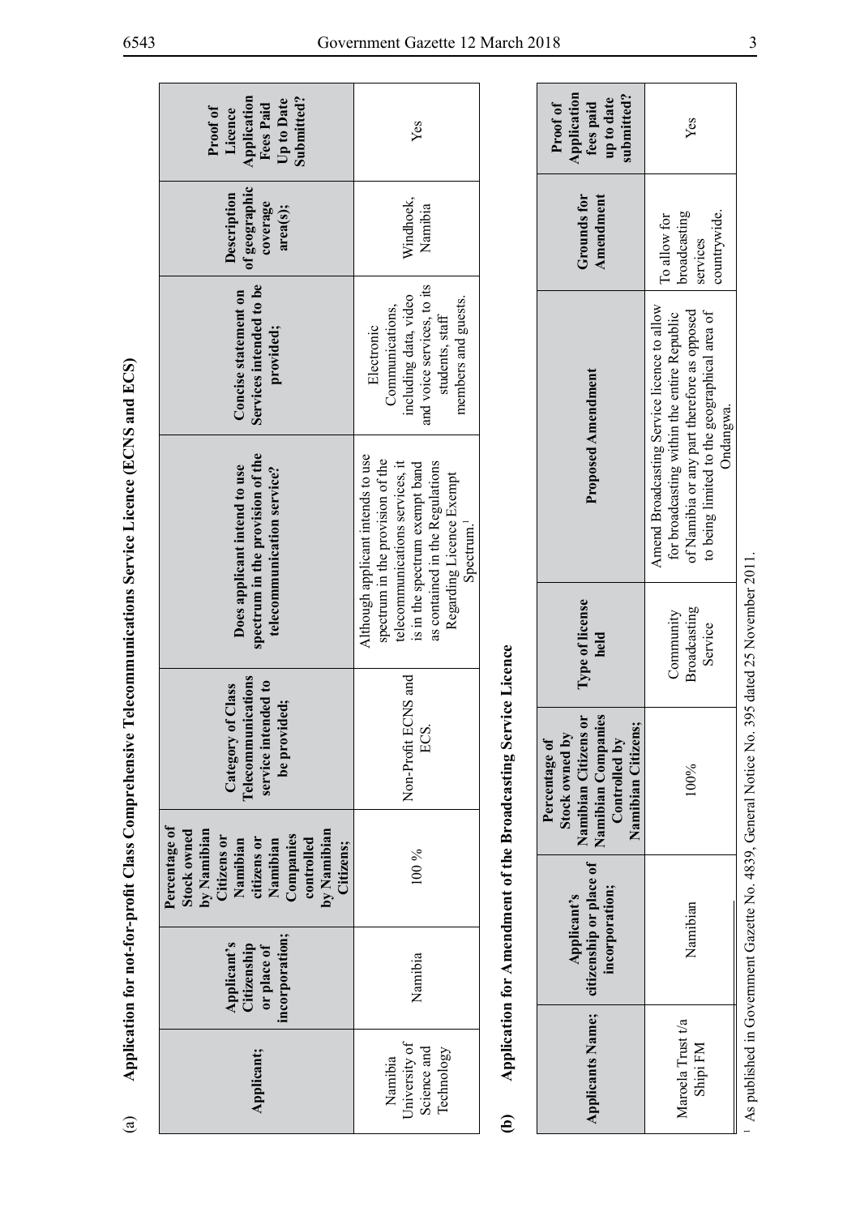(a) **Application for not-for-profit Class Comprehensive Telecommunications Service Licence (ECNS and ECS)**

| Applicant; | Applicant's Citizenship or place of incorporation; | Percentage of Stock owned by Namibian Citizens or Namibian citizens or Namibian Companies controlled by Namibian Citizens; | Category of Class Telecommunications service intended to be provided; | Does applicant intend to use spectrum in the provision of the telecommunication service? | Concise statement on Services intended to be provided; | Description of geographic coverage area(s); | Proof of Licence Application Fees Paid Up to Date Submitted? |
|---|---|---|---|---|---|---|---|
| Namibia University of Science and Technology | Namibia | 100 % | Non-Profit ECNS and ECS. | Although applicant intends to use spectrum in the provision of the telecommunications services, it is in the spectrum exempt band as contained in the Regulations Regarding Licence Exempt Spectrum.[1] | Electronic Communications, including data, video and voice services, to its students, staff members and guests. | Windhoek, Namibia | Yes |

(b) **Application for Amendment of the Broadcasting Service Licence**

| Applicants Name; | Applicant's citizenship or place of incorporation; | Percentage of Stock owned by Namibian Citizens or Namibian Companies Controlled by Namibian Citizens; | Type of license held | Proposed Amendment | Grounds for Amendment | Proof of Application fees paid up to date submitted? |
|---|---|---|---|---|---|---|
| Maroela Trust t/a Shipi FM | Namibian | 100% | Community Broadcasting Service | Amend Broadcasting Service licence to allow for broadcasting within the entire Republic of Namibia or any part therefore as opposed to being limited to the geographical area of Ondangwa. | To allow for broadcasting services countrywide. | Yes |

[1] As published in Government Gazette No. 4839, General Notice No. 395 dated 25 November 2011.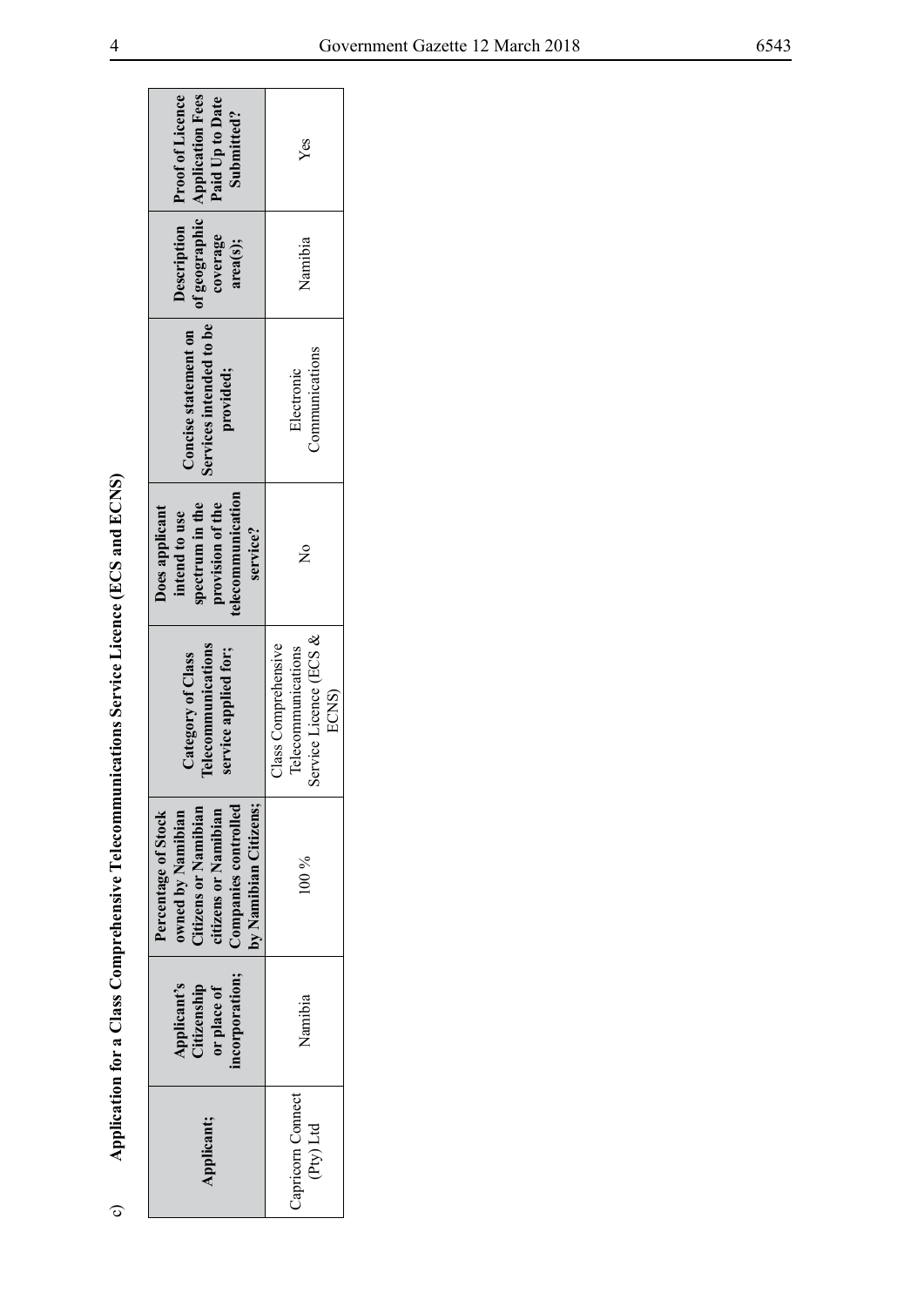c) **Application for a Class Comprehensive Telecommunications Service Licence (ECS and ECNS)**

| Applicant; | Applicant's Citizenship or place of incorporation; | Percentage of Stock owned by Namibian Citizens or Namibian citizens or Namibian Companies controlled by Namibian Citizens; | Category of Class Telecommunications service applied for; | Does applicant intend to use spectrum in the provision of the telecommunication service? | Concise statement on Services intended to be provided; | Description of geographic coverage area(s); | Proof of Licence Application Fees Paid Up to Date Submitted? |
|---|---|---|---|---|---|---|---|
| Capricorn Connect (Pty) Ltd | Namibia | 100 % | Class Comprehensive Telecommunications Service Licence (ECS & ECNS) | No | Electronic Communications | Namibia | Yes |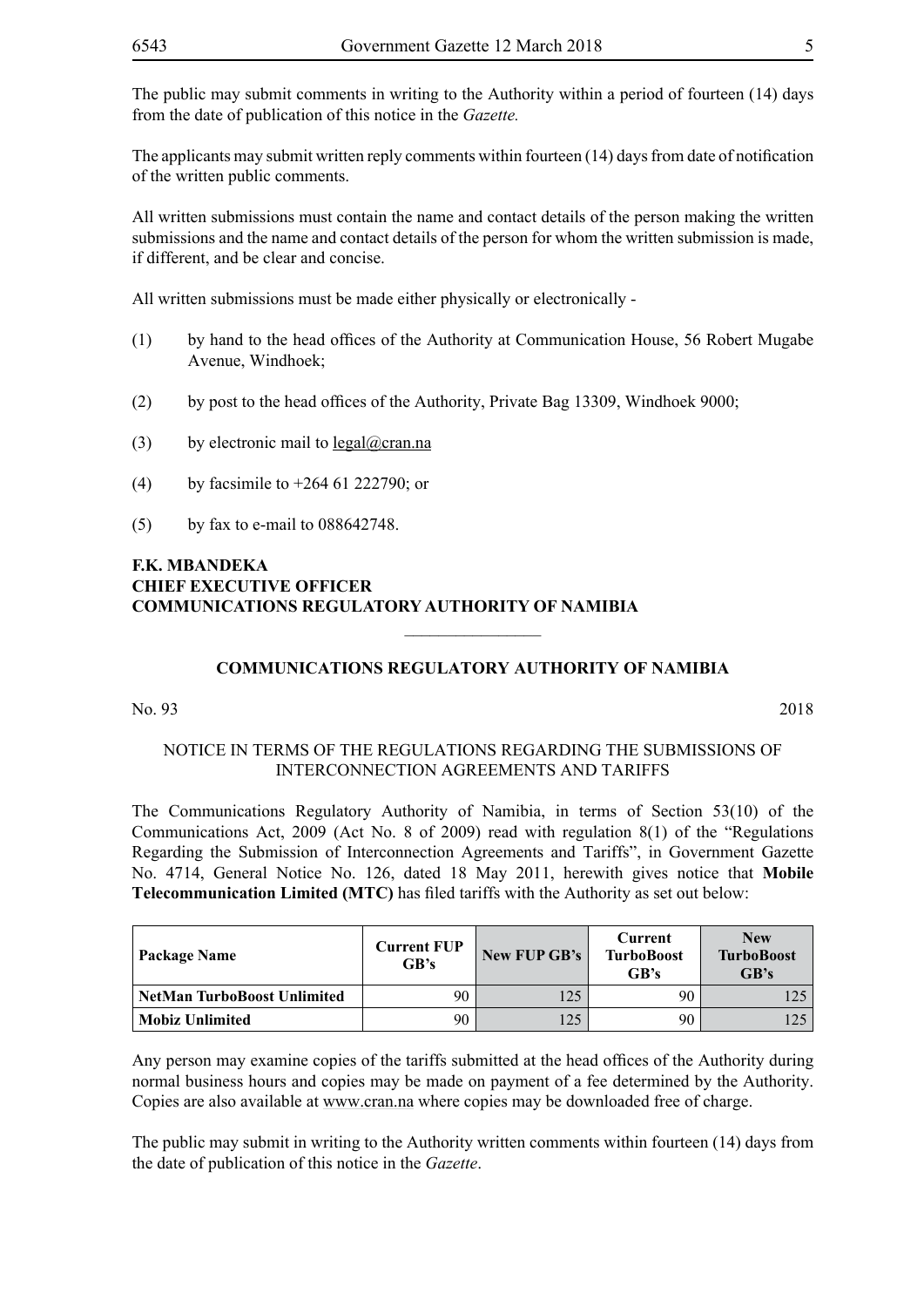The public may submit comments in writing to the Authority within a period of fourteen (14) days from the date of publication of this notice in the *Gazette.*

The applicants may submit written reply comments within fourteen (14) days from date of notification of the written public comments.

All written submissions must contain the name and contact details of the person making the written submissions and the name and contact details of the person for whom the written submission is made, if different, and be clear and concise.

All written submissions must be made either physically or electronically -

(1) by hand to the head offices of the Authority at Communication House, 56 Robert Mugabe Avenue, Windhoek;

(2) by post to the head offices of the Authority, Private Bag 13309, Windhoek 9000;

(3) by electronic mail to legal@cran.na

(4) by facsimile to +264 61 222790; or

(5) by fax to e-mail to 088642748.

**F.K. MBANDEKA**
**CHIEF EXECUTIVE OFFICER**
**COMMUNICATIONS REGULATORY AUTHORITY OF NAMIBIA**

________________

## COMMUNICATIONS REGULATORY AUTHORITY OF NAMIBIA

No. 93 2018

NOTICE IN TERMS OF THE REGULATIONS REGARDING THE SUBMISSIONS OF INTERCONNECTION AGREEMENTS AND TARIFFS

The Communications Regulatory Authority of Namibia, in terms of Section 53(10) of the Communications Act, 2009 (Act No. 8 of 2009) read with regulation 8(1) of the "Regulations Regarding the Submission of Interconnection Agreements and Tariffs", in Government Gazette No. 4714, General Notice No. 126, dated 18 May 2011, herewith gives notice that **Mobile Telecommunication Limited (MTC)** has filed tariffs with the Authority as set out below:

| Package Name | Current FUP GB's | New FUP GB's | Current TurboBoost GB's | New TurboBoost GB's |
|---|---|---|---|---|
| **NetMan TurboBoost Unlimited** | 90 | 125 | 90 | 125 |
| **Mobiz Unlimited** | 90 | 125 | 90 | 125 |

Any person may examine copies of the tariffs submitted at the head offices of the Authority during normal business hours and copies may be made on payment of a fee determined by the Authority. Copies are also available at www.cran.na where copies may be downloaded free of charge.

The public may submit in writing to the Authority written comments within fourteen (14) days from the date of publication of this notice in the *Gazette*.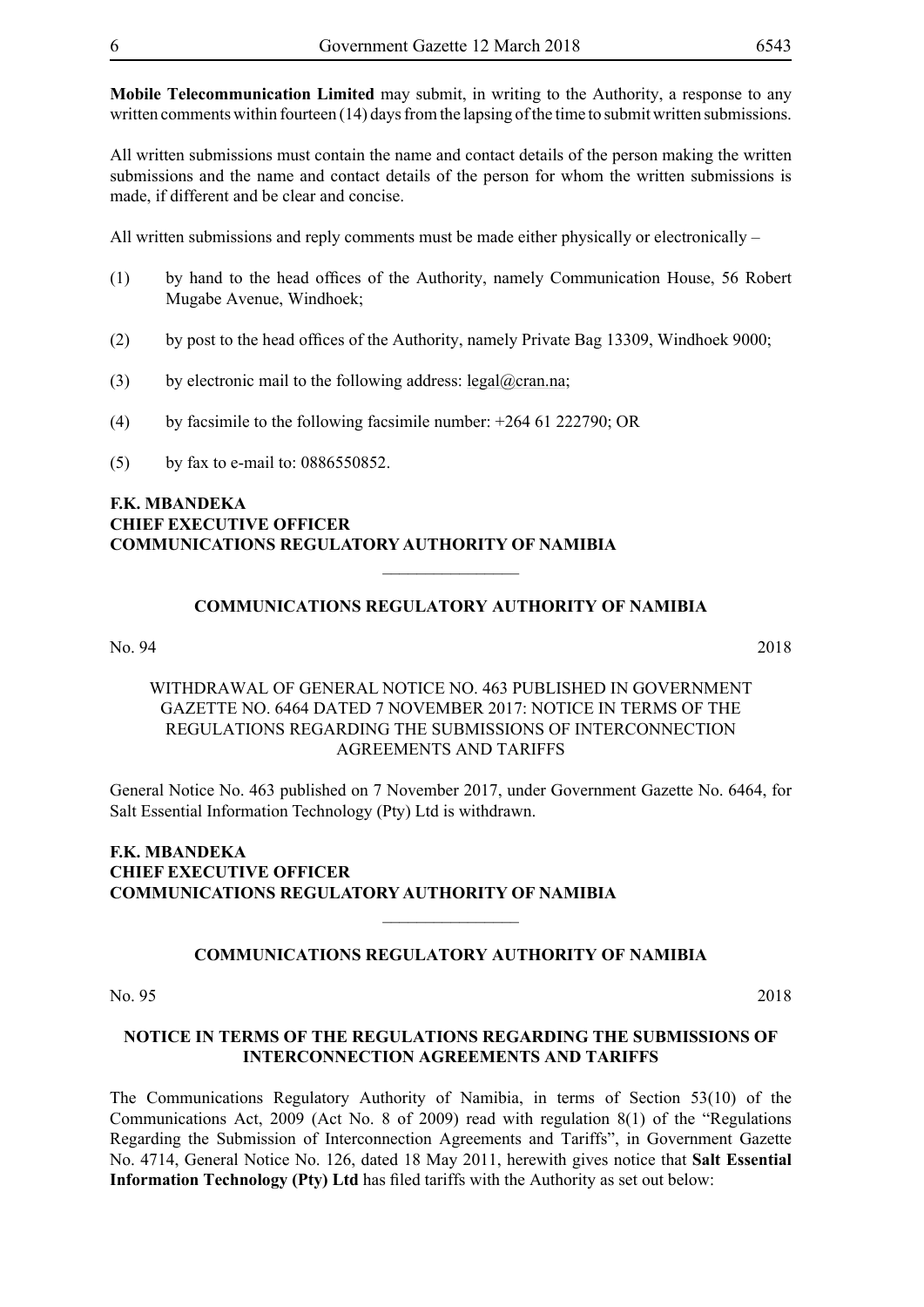**Mobile Telecommunication Limited** may submit, in writing to the Authority, a response to any written comments within fourteen (14) days from the lapsing of the time to submit written submissions.

All written submissions must contain the name and contact details of the person making the written submissions and the name and contact details of the person for whom the written submissions is made, if different and be clear and concise.

All written submissions and reply comments must be made either physically or electronically –

(1) by hand to the head offices of the Authority, namely Communication House, 56 Robert Mugabe Avenue, Windhoek;

(2) by post to the head offices of the Authority, namely Private Bag 13309, Windhoek 9000;

(3) by electronic mail to the following address: legal@cran.na;

(4) by facsimile to the following facsimile number: +264 61 222790; OR

(5) by fax to e-mail to: 0886550852.

**F.K. MBANDEKA**
**CHIEF EXECUTIVE OFFICER**
**COMMUNICATIONS REGULATORY AUTHORITY OF NAMIBIA**

---

## COMMUNICATIONS REGULATORY AUTHORITY OF NAMIBIA

No. 94 2018

WITHDRAWAL OF GENERAL NOTICE NO. 463 PUBLISHED IN GOVERNMENT GAZETTE NO. 6464 DATED 7 NOVEMBER 2017: NOTICE IN TERMS OF THE REGULATIONS REGARDING THE SUBMISSIONS OF INTERCONNECTION AGREEMENTS AND TARIFFS

General Notice No. 463 published on 7 November 2017, under Government Gazette No. 6464, for Salt Essential Information Technology (Pty) Ltd is withdrawn.

**F.K. MBANDEKA**
**CHIEF EXECUTIVE OFFICER**
**COMMUNICATIONS REGULATORY AUTHORITY OF NAMIBIA**

---

## COMMUNICATIONS REGULATORY AUTHORITY OF NAMIBIA

No. 95 2018

### NOTICE IN TERMS OF THE REGULATIONS REGARDING THE SUBMISSIONS OF INTERCONNECTION AGREEMENTS AND TARIFFS

The Communications Regulatory Authority of Namibia, in terms of Section 53(10) of the Communications Act, 2009 (Act No. 8 of 2009) read with regulation 8(1) of the "Regulations Regarding the Submission of Interconnection Agreements and Tariffs", in Government Gazette No. 4714, General Notice No. 126, dated 18 May 2011, herewith gives notice that **Salt Essential Information Technology (Pty) Ltd** has filed tariffs with the Authority as set out below: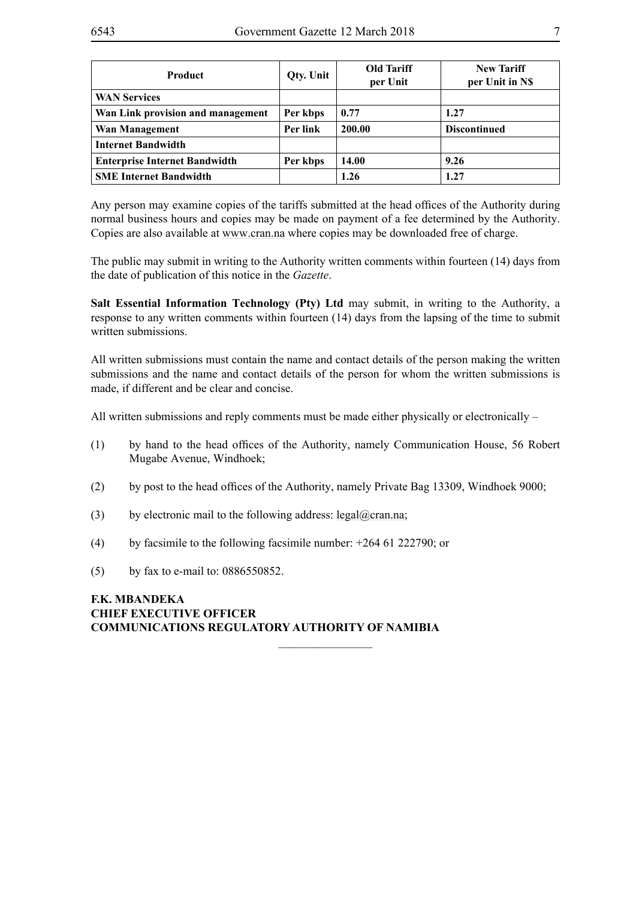| Product | Qty. Unit | Old Tariff per Unit | New Tariff per Unit in N$ |
|---|---|---|---|
| **WAN Services** | | | |
| **Wan Link provision and management** | **Per kbps** | **0.77** | **1.27** |
| **Wan Management** | **Per link** | **200.00** | **Discontinued** |
| **Internet Bandwidth** | | | |
| **Enterprise Internet Bandwidth** | **Per kbps** | **14.00** | **9.26** |
| **SME Internet Bandwidth** | | **1.26** | **1.27** |

Any person may examine copies of the tariffs submitted at the head offices of the Authority during normal business hours and copies may be made on payment of a fee determined by the Authority. Copies are also available at www.cran.na where copies may be downloaded free of charge.

The public may submit in writing to the Authority written comments within fourteen (14) days from the date of publication of this notice in the *Gazette*.

**Salt Essential Information Technology (Pty) Ltd** may submit, in writing to the Authority, a response to any written comments within fourteen (14) days from the lapsing of the time to submit written submissions.

All written submissions must contain the name and contact details of the person making the written submissions and the name and contact details of the person for whom the written submissions is made, if different and be clear and concise.

All written submissions and reply comments must be made either physically or electronically –

(1) by hand to the head offices of the Authority, namely Communication House, 56 Robert Mugabe Avenue, Windhoek;

(2) by post to the head offices of the Authority, namely Private Bag 13309, Windhoek 9000;

(3) by electronic mail to the following address: legal@cran.na;

(4) by facsimile to the following facsimile number: +264 61 222790; or

(5) by fax to e-mail to: 0886550852.

**F.K. MBANDEKA**
**CHIEF EXECUTIVE OFFICER**
**COMMUNICATIONS REGULATORY AUTHORITY OF NAMIBIA**